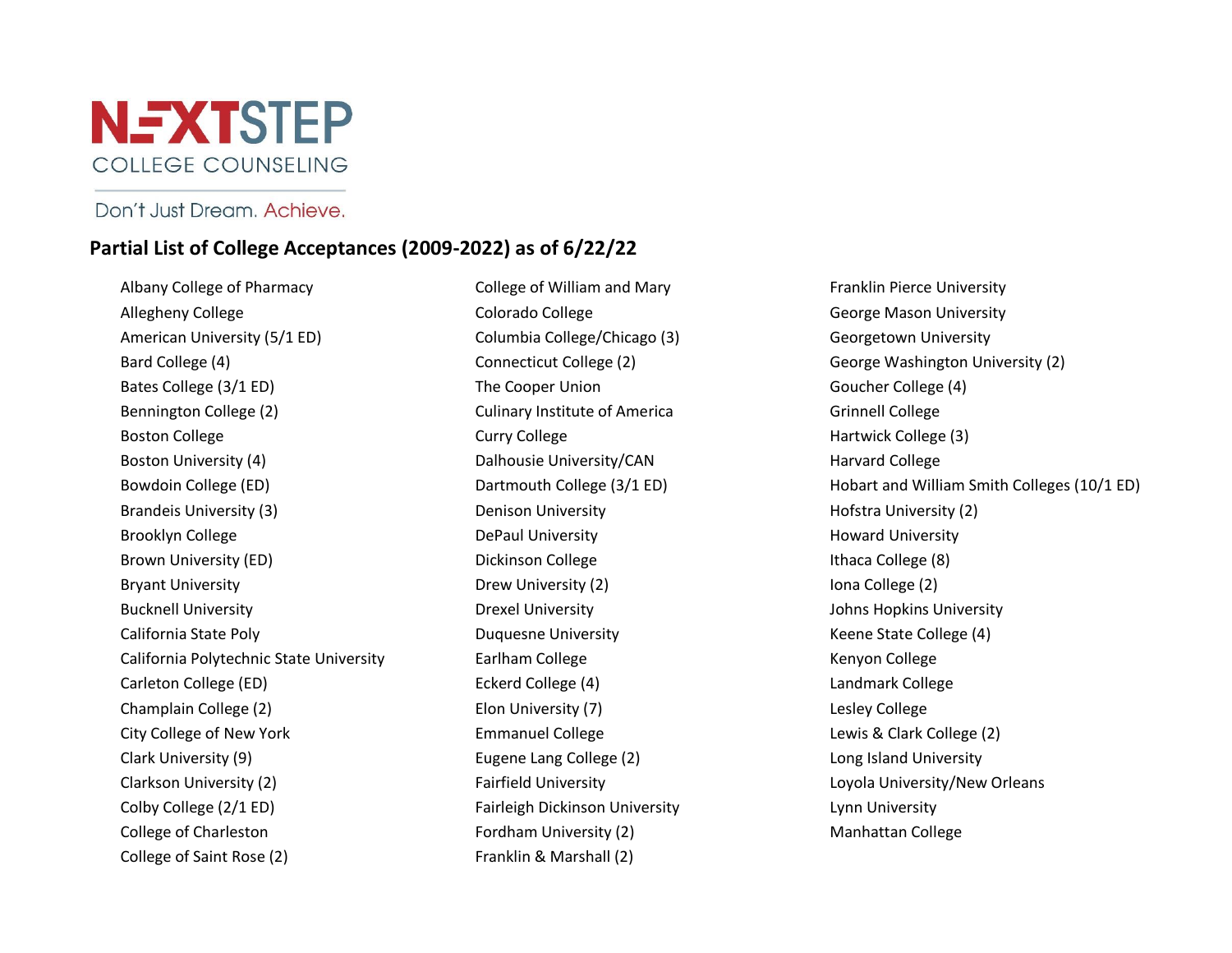NEXTSTEP
COLLEGE COUNSELING

Don't Just Dream. Achieve.

## Partial List of College Acceptances (2009-2022) as of 6/22/22

- Albany College of Pharmacy
- Allegheny College
- American University (5/1 ED)
- Bard College (4)
- Bates College (3/1 ED)
- Bennington College (2)
- Boston College
- Boston University (4)
- Bowdoin College (ED)
- Brandeis University (3)
- Brooklyn College
- Brown University (ED)
- Bryant University
- Bucknell University
- California State Poly
- California Polytechnic State University
- Carleton College (ED)
- Champlain College (2)
- City College of New York
- Clark University (9)
- Clarkson University (2)
- Colby College (2/1 ED)
- College of Charleston
- College of Saint Rose (2)
- College of William and Mary
- Colorado College
- Columbia College/Chicago (3)
- Connecticut College (2)
- The Cooper Union
- Culinary Institute of America
- Curry College
- Dalhousie University/CAN
- Dartmouth College (3/1 ED)
- Denison University
- DePaul University
- Dickinson College
- Drew University (2)
- Drexel University
- Duquesne University
- Earlham College
- Eckerd College (4)
- Elon University (7)
- Emmanuel College
- Eugene Lang College (2)
- Fairfield University
- Fairleigh Dickinson University
- Fordham University (2)
- Franklin & Marshall (2)
- Franklin Pierce University
- George Mason University
- Georgetown University
- George Washington University (2)
- Goucher College (4)
- Grinnell College
- Hartwick College (3)
- Harvard College
- Hobart and William Smith Colleges (10/1 ED)
- Hofstra University (2)
- Howard University
- Ithaca College (8)
- Iona College (2)
- Johns Hopkins University
- Keene State College (4)
- Kenyon College
- Landmark College
- Lesley College
- Lewis & Clark College (2)
- Long Island University
- Loyola University/New Orleans
- Lynn University
- Manhattan College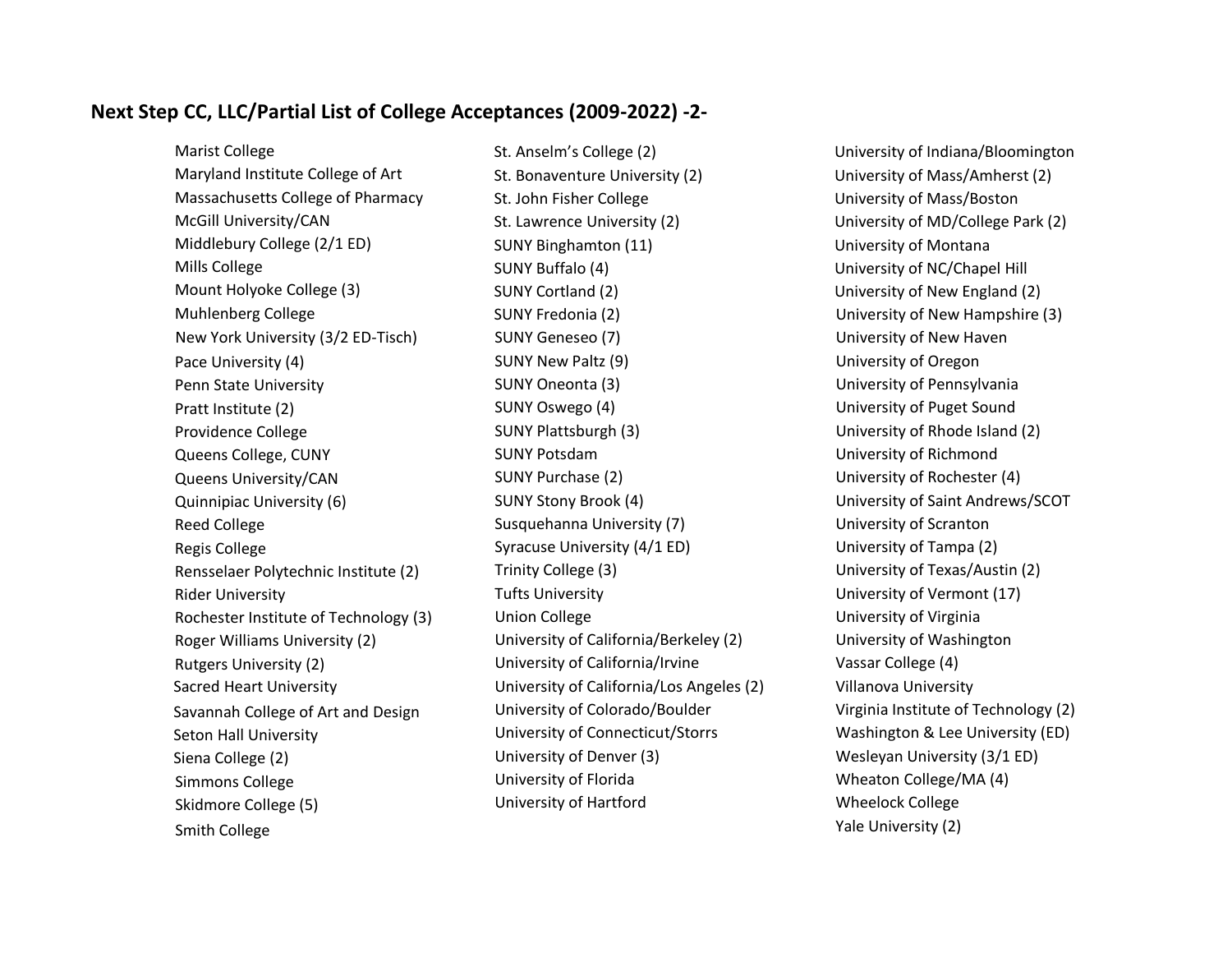## Next Step CC, LLC/Partial List of College Acceptances (2009-2022) -2-

Marist College
Maryland Institute College of Art
Massachusetts College of Pharmacy
McGill University/CAN
Middlebury College (2/1 ED)
Mills College
Mount Holyoke College (3)
Muhlenberg College
New York University (3/2 ED-Tisch)
Pace University (4)
Penn State University
Pratt Institute (2)
Providence College
Queens College, CUNY
Queens University/CAN
Quinnipiac University (6)
Reed College
Regis College
Rensselaer Polytechnic Institute (2)
Rider University
Rochester Institute of Technology (3)
Roger Williams University (2)
Rutgers University (2)
Sacred Heart University
Savannah College of Art and Design
Seton Hall University
Siena College (2)
Simmons College
Skidmore College (5)
Smith College

St. Anselm's College (2)
St. Bonaventure University (2)
St. John Fisher College
St. Lawrence University (2)
SUNY Binghamton (11)
SUNY Buffalo (4)
SUNY Cortland (2)
SUNY Fredonia (2)
SUNY Geneseo (7)
SUNY New Paltz (9)
SUNY Oneonta (3)
SUNY Oswego (4)
SUNY Plattsburgh (3)
SUNY Potsdam
SUNY Purchase (2)
SUNY Stony Brook (4)
Susquehanna University (7)
Syracuse University (4/1 ED)
Trinity College (3)
Tufts University
Union College
University of California/Berkeley (2)
University of California/Irvine
University of California/Los Angeles (2)
University of Colorado/Boulder
University of Connecticut/Storrs
University of Denver (3)
University of Florida
University of Hartford

University of Indiana/Bloomington
University of Mass/Amherst (2)
University of Mass/Boston
University of MD/College Park (2)
University of Montana
University of NC/Chapel Hill
University of New England (2)
University of New Hampshire (3)
University of New Haven
University of Oregon
University of Pennsylvania
University of Puget Sound
University of Rhode Island (2)
University of Richmond
University of Rochester (4)
University of Saint Andrews/SCOT
University of Scranton
University of Tampa (2)
University of Texas/Austin (2)
University of Vermont (17)
University of Virginia
University of Washington
Vassar College (4)
Villanova University
Virginia Institute of Technology (2)
Washington & Lee University (ED)
Wesleyan University (3/1 ED)
Wheaton College/MA (4)
Wheelock College
Yale University (2)